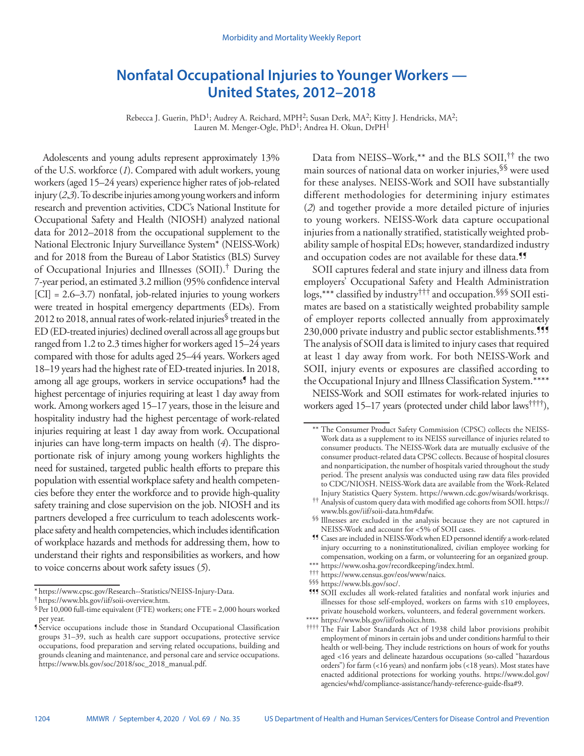# Nonfatal Occupational Injuries to Younger Workers — United States, 2012–2018

Rebecca J. Guerin, PhD[1]; Audrey A. Reichard, MPH[2]; Susan Derk, MA[2]; Kitty J. Hendricks, MA[2]; Lauren M. Menger-Ogle, PhD[1]; Andrea H. Okun, DrPH[1]

Adolescents and young adults represent approximately 13% of the U.S. workforce (*1*). Compared with adult workers, young workers (aged 15–24 years) experience higher rates of job-related injury (*2*,*3*). To describe injuries among young workers and inform research and prevention activities, CDC's National Institute for Occupational Safety and Health (NIOSH) analyzed national data for 2012–2018 from the occupational supplement to the National Electronic Injury Surveillance System* (NEISS-Work) and for 2018 from the Bureau of Labor Statistics (BLS) Survey of Occupational Injuries and Illnesses (SOII).† During the 7-year period, an estimated 3.2 million (95% confidence interval [CI] = 2.6–3.7) nonfatal, job-related injuries to young workers were treated in hospital emergency departments (EDs). From 2012 to 2018, annual rates of work-related injuries§ treated in the ED (ED-treated injuries) declined overall across all age groups but ranged from 1.2 to 2.3 times higher for workers aged 15–24 years compared with those for adults aged 25–44 years. Workers aged 18–19 years had the highest rate of ED-treated injuries. In 2018, among all age groups, workers in service occupations¶ had the highest percentage of injuries requiring at least 1 day away from work. Among workers aged 15–17 years, those in the leisure and hospitality industry had the highest percentage of work-related injuries requiring at least 1 day away from work. Occupational injuries can have long-term impacts on health (*4*). The disproportionate risk of injury among young workers highlights the need for sustained, targeted public health efforts to prepare this population with essential workplace safety and health competencies before they enter the workforce and to provide high-quality safety training and close supervision on the job. NIOSH and its partners developed a free curriculum to teach adolescents workplace safety and health competencies, which includes identification of workplace hazards and methods for addressing them, how to understand their rights and responsibilities as workers, and how to voice concerns about work safety issues (*5*).

Data from NEISS–Work,** and the BLS SOII,†† the two main sources of national data on worker injuries,§§ were used for these analyses. NEISS-Work and SOII have substantially different methodologies for determining injury estimates (*2*) and together provide a more detailed picture of injuries to young workers. NEISS-Work data capture occupational injuries from a nationally stratified, statistically weighted probability sample of hospital EDs; however, standardized industry and occupation codes are not available for these data.¶¶

SOII captures federal and state injury and illness data from employers' Occupational Safety and Health Administration logs,*** classified by industry††† and occupation.§§§ SOII estimates are based on a statistically weighted probability sample of employer reports collected annually from approximately 230,000 private industry and public sector establishments.¶¶¶ The analysis of SOII data is limited to injury cases that required at least 1 day away from work. For both NEISS-Work and SOII, injury events or exposures are classified according to the Occupational Injury and Illness Classification System.****

NEISS-Work and SOII estimates for work-related injuries to workers aged 15–17 years (protected under child labor laws††††),

---

\* https://www.cpsc.gov/Research--Statistics/NEISS-Injury-Data.

† https://www.bls.gov/iif/soii-overview.htm.

§ Per 10,000 full-time equivalent (FTE) workers; one FTE = 2,000 hours worked per year.

¶ Service occupations include those in Standard Occupational Classification groups 31–39, such as health care support occupations, protective service occupations, food preparation and serving related occupations, building and grounds cleaning and maintenance, and personal care and service occupations. https://www.bls.gov/soc/2018/soc_2018_manual.pdf.

\*\* The Consumer Product Safety Commission (CPSC) collects the NEISS-Work data as a supplement to its NEISS surveillance of injuries related to consumer products. The NEISS-Work data are mutually exclusive of the consumer product-related data CPSC collects. Because of hospital closures and nonparticipation, the number of hospitals varied throughout the study period. The present analysis was conducted using raw data files provided to CDC/NIOSH. NEISS-Work data are available from the Work-Related Injury Statistics Query System. https://wwwn.cdc.gov/wisards/workrisqs.

†† Analysis of custom query data with modified age cohorts from SOII. https://www.bls.gov/iif/soii-data.htm#dafw.

§§ Illnesses are excluded in the analysis because they are not captured in NEISS-Work and account for <5% of SOII cases.

¶¶ Cases are included in NEISS-Work when ED personnel identify a work-related injury occurring to a noninstitutionalized, civilian employee working for compensation, working on a farm, or volunteering for an organized group.

\*\*\* https://www.osha.gov/recordkeeping/index.html.

††† https://www.census.gov/eos/www/naics.

§§§ https://www.bls.gov/soc/.

¶¶¶ SOII excludes all work-related fatalities and nonfatal work injuries and illnesses for those self-employed, workers on farms with ≤10 employees, private household workers, volunteers, and federal government workers.

\*\*\*\* https://www.bls.gov/iif/oshoiics.htm.

†††† The Fair Labor Standards Act of 1938 child labor provisions prohibit employment of minors in certain jobs and under conditions harmful to their health or well-being. They include restrictions on hours of work for youths aged <16 years and delineate hazardous occupations (so-called "hazardous orders") for farm (<16 years) and nonfarm jobs (<18 years). Most states have enacted additional protections for working youths. https://www.dol.gov/agencies/whd/compliance-assistance/handy-reference-guide-flsa#9.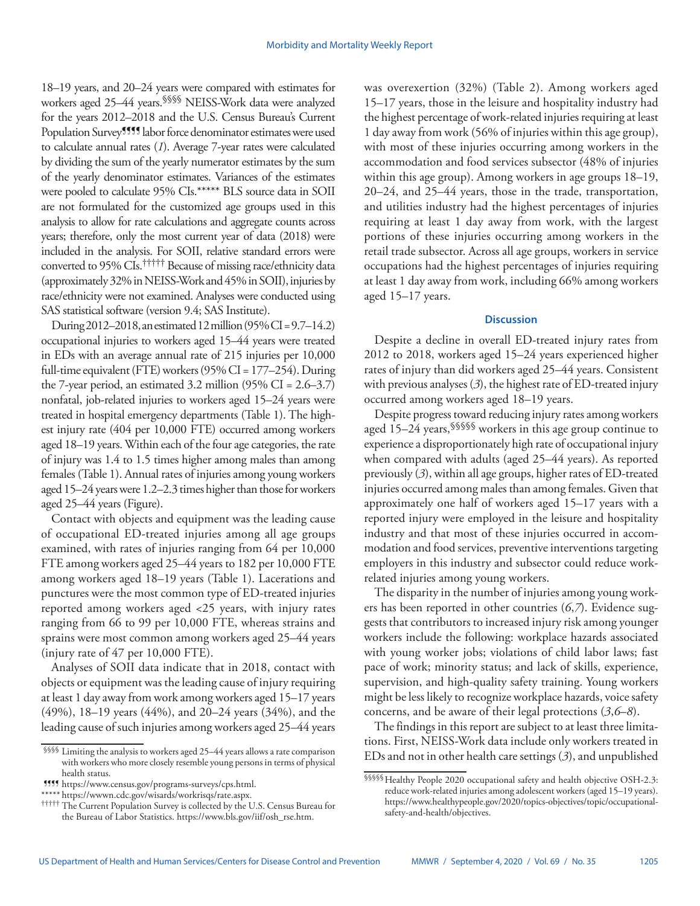18–19 years, and 20–24 years were compared with estimates for workers aged 25–44 years.[§§§§] NEISS-Work data were analyzed for the years 2012–2018 and the U.S. Census Bureau's Current Population Survey[¶¶¶¶] labor force denominator estimates were used to calculate annual rates (*1*). Average 7-year rates were calculated by dividing the sum of the yearly numerator estimates by the sum of the yearly denominator estimates. Variances of the estimates were pooled to calculate 95% CIs.[*****] BLS source data in SOII are not formulated for the customized age groups used in this analysis to allow for rate calculations and aggregate counts across years; therefore, only the most current year of data (2018) were included in the analysis. For SOII, relative standard errors were converted to 95% CIs.[†††††] Because of missing race/ethnicity data (approximately 32% in NEISS-Work and 45% in SOII), injuries by race/ethnicity were not examined. Analyses were conducted using SAS statistical software (version 9.4; SAS Institute).

During 2012–2018, an estimated 12 million (95% CI = 9.7–14.2) occupational injuries to workers aged 15–44 years were treated in EDs with an average annual rate of 215 injuries per 10,000 full-time equivalent (FTE) workers (95% CI = 177–254). During the 7-year period, an estimated 3.2 million (95% CI = 2.6–3.7) nonfatal, job-related injuries to workers aged 15–24 years were treated in hospital emergency departments (Table 1). The highest injury rate (404 per 10,000 FTE) occurred among workers aged 18–19 years. Within each of the four age categories, the rate of injury was 1.4 to 1.5 times higher among males than among females (Table 1). Annual rates of injuries among young workers aged 15–24 years were 1.2–2.3 times higher than those for workers aged 25–44 years (Figure).

Contact with objects and equipment was the leading cause of occupational ED-treated injuries among all age groups examined, with rates of injuries ranging from 64 per 10,000 FTE among workers aged 25–44 years to 182 per 10,000 FTE among workers aged 18–19 years (Table 1). Lacerations and punctures were the most common type of ED-treated injuries reported among workers aged <25 years, with injury rates ranging from 66 to 99 per 10,000 FTE, whereas strains and sprains were most common among workers aged 25–44 years (injury rate of 47 per 10,000 FTE).

Analyses of SOII data indicate that in 2018, contact with objects or equipment was the leading cause of injury requiring at least 1 day away from work among workers aged 15–17 years (49%), 18–19 years (44%), and 20–24 years (34%), and the leading cause of such injuries among workers aged 25–44 years was overexertion (32%) (Table 2). Among workers aged 15–17 years, those in the leisure and hospitality industry had the highest percentage of work-related injuries requiring at least 1 day away from work (56% of injuries within this age group), with most of these injuries occurring among workers in the accommodation and food services subsector (48% of injuries within this age group). Among workers in age groups 18–19, 20–24, and 25–44 years, those in the trade, transportation, and utilities industry had the highest percentages of injuries requiring at least 1 day away from work, with the largest portions of these injuries occurring among workers in the retail trade subsector. Across all age groups, workers in service occupations had the highest percentages of injuries requiring at least 1 day away from work, including 66% among workers aged 15–17 years.

## Discussion

Despite a decline in overall ED-treated injury rates from 2012 to 2018, workers aged 15–24 years experienced higher rates of injury than did workers aged 25–44 years. Consistent with previous analyses (*3*), the highest rate of ED-treated injury occurred among workers aged 18–19 years.

Despite progress toward reducing injury rates among workers aged 15–24 years,[§§§§§] workers in this age group continue to experience a disproportionately high rate of occupational injury when compared with adults (aged 25–44 years). As reported previously (*3*), within all age groups, higher rates of ED-treated injuries occurred among males than among females. Given that approximately one half of workers aged 15–17 years with a reported injury were employed in the leisure and hospitality industry and that most of these injuries occurred in accommodation and food services, preventive interventions targeting employers in this industry and subsector could reduce work-related injuries among young workers.

The disparity in the number of injuries among young workers has been reported in other countries (*6*,*7*). Evidence suggests that contributors to increased injury risk among younger workers include the following: workplace hazards associated with young worker jobs; violations of child labor laws; fast pace of work; minority status; and lack of skills, experience, supervision, and high-quality safety training. Young workers might be less likely to recognize workplace hazards, voice safety concerns, and be aware of their legal protections (*3*,*6*–*8*).

The findings in this report are subject to at least three limitations. First, NEISS-Work data include only workers treated in EDs and not in other health care settings (*3*), and unpublished

---

§§§§ Limiting the analysis to workers aged 25–44 years allows a rate comparison with workers who more closely resemble young persons in terms of physical health status.

¶¶¶¶ https://www.census.gov/programs-surveys/cps.html.

***** https://wwwn.cdc.gov/wisards/workrisqs/rate.aspx.

††††† The Current Population Survey is collected by the U.S. Census Bureau for the Bureau of Labor Statistics. https://www.bls.gov/iif/osh_rse.htm.

§§§§§ Healthy People 2020 occupational safety and health objective OSH-2.3: reduce work-related injuries among adolescent workers (aged 15–19 years). https://www.healthypeople.gov/2020/topics-objectives/topic/occupational-safety-and-health/objectives.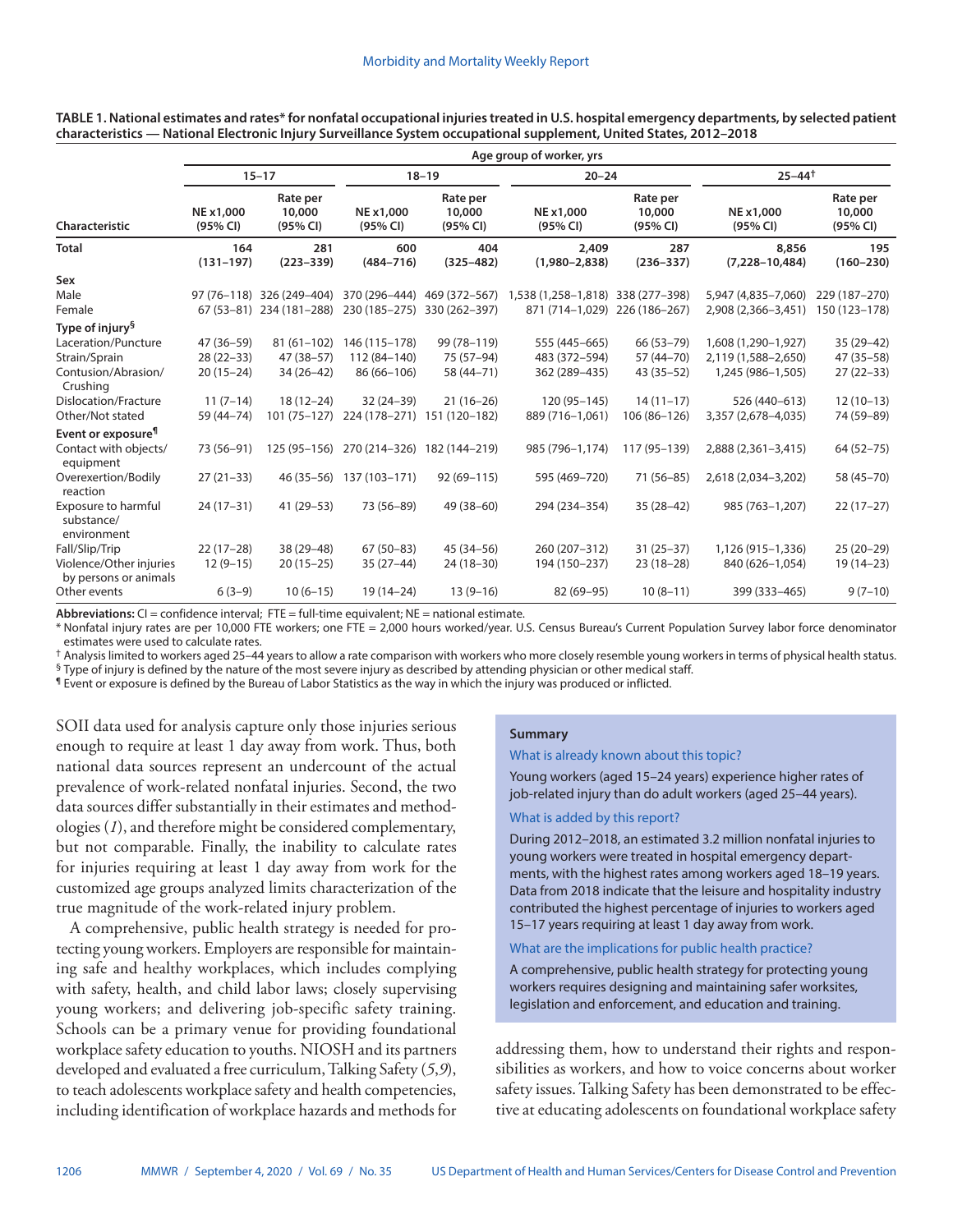**TABLE 1. National estimates and rates* for nonfatal occupational injuries treated in U.S. hospital emergency departments, by selected patient characteristics — National Electronic Injury Surveillance System occupational supplement, United States, 2012–2018**

| Characteristic | Age group of worker, yrs | | | | | | | |
|---|---|---|---|---|---|---|---|---|
| | 15–17 | | 18–19 | | 20–24 | | 25–44† | |
| | NE x1,000 (95% CI) | Rate per 10,000 (95% CI) | NE x1,000 (95% CI) | Rate per 10,000 (95% CI) | NE x1,000 (95% CI) | Rate per 10,000 (95% CI) | NE x1,000 (95% CI) | Rate per 10,000 (95% CI) |
| **Total** | **164 (131–197)** | **281 (223–339)** | **600 (484–716)** | **404 (325–482)** | **2,409 (1,980–2,838)** | **287 (236–337)** | **8,856 (7,228–10,484)** | **195 (160–230)** |
| **Sex** | | | | | | | | |
| Male | 97 (76–118) | 326 (249–404) | 370 (296–444) | 469 (372–567) | 1,538 (1,258–1,818) | 338 (277–398) | 5,947 (4,835–7,060) | 229 (187–270) |
| Female | 67 (53–81) | 234 (181–288) | 230 (185–275) | 330 (262–397) | 871 (714–1,029) | 226 (186–267) | 2,908 (2,366–3,451) | 150 (123–178) |
| **Type of injury§** | | | | | | | | |
| Laceration/Puncture | 47 (36–59) | 81 (61–102) | 146 (115–178) | 99 (78–119) | 555 (445–665) | 66 (53–79) | 1,608 (1,290–1,927) | 35 (29–42) |
| Strain/Sprain | 28 (22–33) | 47 (38–57) | 112 (84–140) | 75 (57–94) | 483 (372–594) | 57 (44–70) | 2,119 (1,588–2,650) | 47 (35–58) |
| Contusion/Abrasion/ Crushing | 20 (15–24) | 34 (26–42) | 86 (66–106) | 58 (44–71) | 362 (289–435) | 43 (35–52) | 1,245 (986–1,505) | 27 (22–33) |
| Dislocation/Fracture | 11 (7–14) | 18 (12–24) | 32 (24–39) | 21 (16–26) | 120 (95–145) | 14 (11–17) | 526 (440–613) | 12 (10–13) |
| Other/Not stated | 59 (44–74) | 101 (75–127) | 224 (178–271) | 151 (120–182) | 889 (716–1,061) | 106 (86–126) | 3,357 (2,678–4,035) | 74 (59–89) |
| **Event or exposure¶** | | | | | | | | |
| Contact with objects/ equipment | 73 (56–91) | 125 (95–156) | 270 (214–326) | 182 (144–219) | 985 (796–1,174) | 117 (95–139) | 2,888 (2,361–3,415) | 64 (52–75) |
| Overexertion/Bodily reaction | 27 (21–33) | 46 (35–56) | 137 (103–171) | 92 (69–115) | 595 (469–720) | 71 (56–85) | 2,618 (2,034–3,202) | 58 (45–70) |
| Exposure to harmful substance/ environment | 24 (17–31) | 41 (29–53) | 73 (56–89) | 49 (38–60) | 294 (234–354) | 35 (28–42) | 985 (763–1,207) | 22 (17–27) |
| Fall/Slip/Trip | 22 (17–28) | 38 (29–48) | 67 (50–83) | 45 (34–56) | 260 (207–312) | 31 (25–37) | 1,126 (915–1,336) | 25 (20–29) |
| Violence/Other injuries by persons or animals | 12 (9–15) | 20 (15–25) | 35 (27–44) | 24 (18–30) | 194 (150–237) | 23 (18–28) | 840 (626–1,054) | 19 (14–23) |
| Other events | 6 (3–9) | 10 (6–15) | 19 (14–24) | 13 (9–16) | 82 (69–95) | 10 (8–11) | 399 (333–465) | 9 (7–10) |

**Abbreviations:** CI = confidence interval; FTE = full-time equivalent; NE = national estimate.

\* Nonfatal injury rates are per 10,000 FTE workers; one FTE = 2,000 hours worked/year. U.S. Census Bureau's Current Population Survey labor force denominator estimates were used to calculate rates.

† Analysis limited to workers aged 25–44 years to allow a rate comparison with workers who more closely resemble young workers in terms of physical health status.

§ Type of injury is defined by the nature of the most severe injury as described by attending physician or other medical staff.

¶ Event or exposure is defined by the Bureau of Labor Statistics as the way in which the injury was produced or inflicted.

SOII data used for analysis capture only those injuries serious enough to require at least 1 day away from work. Thus, both national data sources represent an undercount of the actual prevalence of work-related nonfatal injuries. Second, the two data sources differ substantially in their estimates and methodologies (*1*), and therefore might be considered complementary, but not comparable. Finally, the inability to calculate rates for injuries requiring at least 1 day away from work for the customized age groups analyzed limits characterization of the true magnitude of the work-related injury problem.

A comprehensive, public health strategy is needed for protecting young workers. Employers are responsible for maintaining safe and healthy workplaces, which includes complying with safety, health, and child labor laws; closely supervising young workers; and delivering job-specific safety training. Schools can be a primary venue for providing foundational workplace safety education to youths. NIOSH and its partners developed and evaluated a free curriculum, Talking Safety (*5*,*9*), to teach adolescents workplace safety and health competencies, including identification of workplace hazards and methods for addressing them, how to understand their rights and responsibilities as workers, and how to voice concerns about worker safety issues. Talking Safety has been demonstrated to be effective at educating adolescents on foundational workplace safety

**Summary**

What is already known about this topic?

Young workers (aged 15–24 years) experience higher rates of job-related injury than do adult workers (aged 25–44 years).

What is added by this report?

During 2012–2018, an estimated 3.2 million nonfatal injuries to young workers were treated in hospital emergency departments, with the highest rates among workers aged 18–19 years. Data from 2018 indicate that the leisure and hospitality industry contributed the highest percentage of injuries to workers aged 15–17 years requiring at least 1 day away from work.

What are the implications for public health practice?

A comprehensive, public health strategy for protecting young workers requires designing and maintaining safer worksites, legislation and enforcement, and education and training.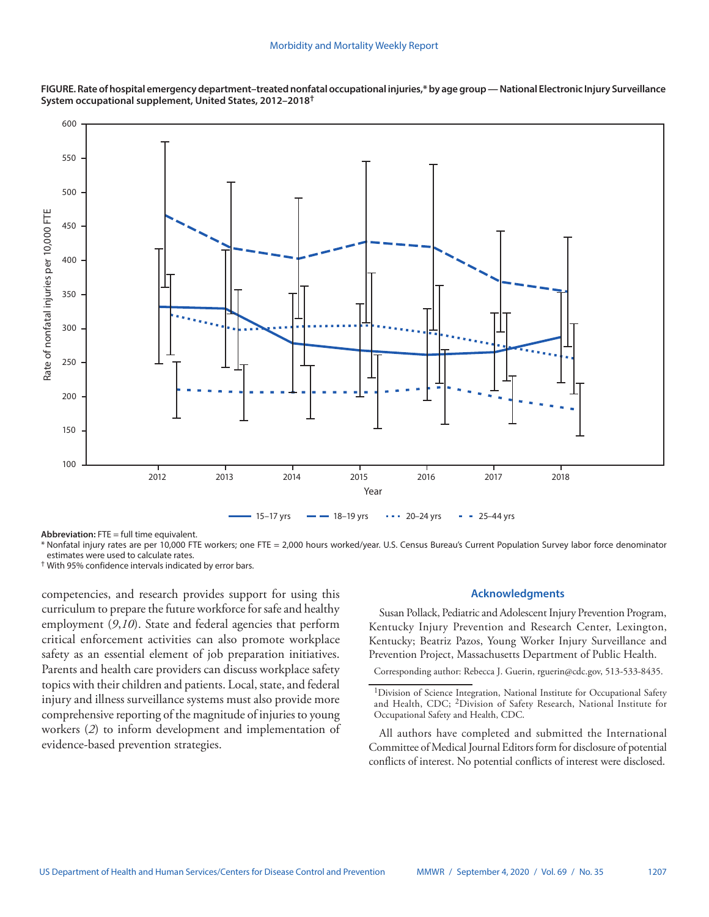**FIGURE. Rate of hospital emergency department–treated nonfatal occupational injuries,* by age group — National Electronic Injury Surveillance System occupational supplement, United States, 2012–2018†**

**Abbreviation:** FTE = full time equivalent.

\* Nonfatal injury rates are per 10,000 FTE workers; one FTE = 2,000 hours worked/year. U.S. Census Bureau's Current Population Survey labor force denominator estimates were used to calculate rates.

† With 95% confidence intervals indicated by error bars.

competencies, and research provides support for using this curriculum to prepare the future workforce for safe and healthy employment (*9*,*10*). State and federal agencies that perform critical enforcement activities can also promote workplace safety as an essential element of job preparation initiatives. Parents and health care providers can discuss workplace safety topics with their children and patients. Local, state, and federal injury and illness surveillance systems must also provide more comprehensive reporting of the magnitude of injuries to young workers (*2*) to inform development and implementation of evidence-based prevention strategies.

## Acknowledgments

Susan Pollack, Pediatric and Adolescent Injury Prevention Program, Kentucky Injury Prevention and Research Center, Lexington, Kentucky; Beatriz Pazos, Young Worker Injury Surveillance and Prevention Project, Massachusetts Department of Public Health.

Corresponding author: Rebecca J. Guerin, rguerin@cdc.gov, 513-533-8435.

---

[1]Division of Science Integration, National Institute for Occupational Safety and Health, CDC; [2]Division of Safety Research, National Institute for Occupational Safety and Health, CDC.

All authors have completed and submitted the International Committee of Medical Journal Editors form for disclosure of potential conflicts of interest. No potential conflicts of interest were disclosed.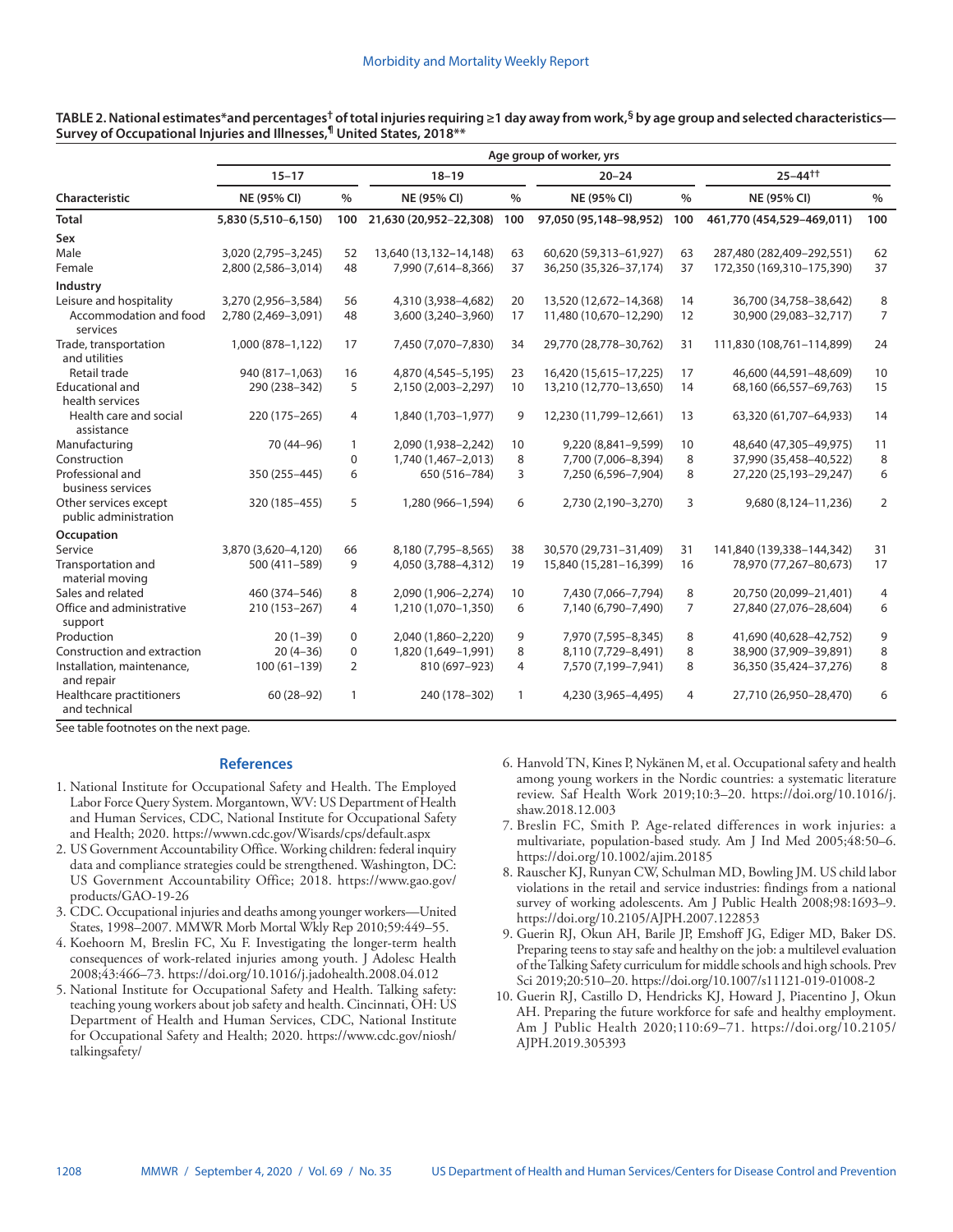**TABLE 2. National estimates*and percentages† of total injuries requiring ≥1 day away from work,§ by age group and selected characteristics—Survey of Occupational Injuries and Illnesses,¶ United States, 2018****

| Characteristic | Age group of worker, yrs | | | | | | | |
|---|---|---|---|---|---|---|---|---|
| | 15–17 | | 18–19 | | 20–24 | | 25–44†† | |
| | NE (95% CI) | % | NE (95% CI) | % | NE (95% CI) | % | NE (95% CI) | % |
| **Total** | 5,830 (5,510–6,150) | 100 | 21,630 (20,952–22,308) | 100 | 97,050 (95,148–98,952) | 100 | 461,770 (454,529–469,011) | 100 |
| **Sex** | | | | | | | | |
| Male | 3,020 (2,795–3,245) | 52 | 13,640 (13,132–14,148) | 63 | 60,620 (59,313–61,927) | 63 | 287,480 (282,409–292,551) | 62 |
| Female | 2,800 (2,586–3,014) | 48 | 7,990 (7,614–8,366) | 37 | 36,250 (35,326–37,174) | 37 | 172,350 (169,310–175,390) | 37 |
| **Industry** | | | | | | | | |
| Leisure and hospitality | 3,270 (2,956–3,584) | 56 | 4,310 (3,938–4,682) | 20 | 13,520 (12,672–14,368) | 14 | 36,700 (34,758–38,642) | 8 |
| Accommodation and food services | 2,780 (2,469–3,091) | 48 | 3,600 (3,240–3,960) | 17 | 11,480 (10,670–12,290) | 12 | 30,900 (29,083–32,717) | 7 |
| Trade, transportation and utilities | 1,000 (878–1,122) | 17 | 7,450 (7,070–7,830) | 34 | 29,770 (28,778–30,762) | 31 | 111,830 (108,761–114,899) | 24 |
| Retail trade | 940 (817–1,063) | 16 | 4,870 (4,545–5,195) | 23 | 16,420 (15,615–17,225) | 17 | 46,600 (44,591–48,609) | 10 |
| Educational and health services | 290 (238–342) | 5 | 2,150 (2,003–2,297) | 10 | 13,210 (12,770–13,650) | 14 | 68,160 (66,557–69,763) | 15 |
| Health care and social assistance | 220 (175–265) | 4 | 1,840 (1,703–1,977) | 9 | 12,230 (11,799–12,661) | 13 | 63,320 (61,707–64,933) | 14 |
| Manufacturing | 70 (44–96) | 1 | 2,090 (1,938–2,242) | 10 | 9,220 (8,841–9,599) | 10 | 48,640 (47,305–49,975) | 11 |
| Construction | | 0 | 1,740 (1,467–2,013) | 8 | 7,700 (7,006–8,394) | 8 | 37,990 (35,458–40,522) | 8 |
| Professional and business services | 350 (255–445) | 6 | 650 (516–784) | 3 | 7,250 (6,596–7,904) | 8 | 27,220 (25,193–29,247) | 6 |
| Other services except public administration | 320 (185–455) | 5 | 1,280 (966–1,594) | 6 | 2,730 (2,190–3,270) | 3 | 9,680 (8,124–11,236) | 2 |
| **Occupation** | | | | | | | | |
| Service | 3,870 (3,620–4,120) | 66 | 8,180 (7,795–8,565) | 38 | 30,570 (29,731–31,409) | 31 | 141,840 (139,338–144,342) | 31 |
| Transportation and material moving | 500 (411–589) | 9 | 4,050 (3,788–4,312) | 19 | 15,840 (15,281–16,399) | 16 | 78,970 (77,267–80,673) | 17 |
| Sales and related | 460 (374–546) | 8 | 2,090 (1,906–2,274) | 10 | 7,430 (7,066–7,794) | 8 | 20,750 (20,099–21,401) | 4 |
| Office and administrative support | 210 (153–267) | 4 | 1,210 (1,070–1,350) | 6 | 7,140 (6,790–7,490) | 7 | 27,840 (27,076–28,604) | 6 |
| Production | 20 (1–39) | 0 | 2,040 (1,860–2,220) | 9 | 7,970 (7,595–8,345) | 8 | 41,690 (40,628–42,752) | 9 |
| Construction and extraction | 20 (4–36) | 0 | 1,820 (1,649–1,991) | 8 | 8,110 (7,729–8,491) | 8 | 38,900 (37,909–39,891) | 8 |
| Installation, maintenance, and repair | 100 (61–139) | 2 | 810 (697–923) | 4 | 7,570 (7,199–7,941) | 8 | 36,350 (35,424–37,276) | 8 |
| Healthcare practitioners and technical | 60 (28–92) | 1 | 240 (178–302) | 1 | 4,230 (3,965–4,495) | 4 | 27,710 (26,950–28,470) | 6 |

See table footnotes on the next page.

## References

1. National Institute for Occupational Safety and Health. The Employed Labor Force Query System. Morgantown, WV: US Department of Health and Human Services, CDC, National Institute for Occupational Safety and Health; 2020. https://wwwn.cdc.gov/Wisards/cps/default.aspx
2. US Government Accountability Office. Working children: federal inquiry data and compliance strategies could be strengthened. Washington, DC: US Government Accountability Office; 2018. https://www.gao.gov/products/GAO-19-26
3. CDC. Occupational injuries and deaths among younger workers—United States, 1998–2007. MMWR Morb Mortal Wkly Rep 2010;59:449–55.
4. Koehoorn M, Breslin FC, Xu F. Investigating the longer-term health consequences of work-related injuries among youth. J Adolesc Health 2008;43:466–73. https://doi.org/10.1016/j.jadohealth.2008.04.012
5. National Institute for Occupational Safety and Health. Talking safety: teaching young workers about job safety and health. Cincinnati, OH: US Department of Health and Human Services, CDC, National Institute for Occupational Safety and Health; 2020. https://www.cdc.gov/niosh/talkingsafety/
6. Hanvold TN, Kines P, Nykänen M, et al. Occupational safety and health among young workers in the Nordic countries: a systematic literature review. Saf Health Work 2019;10:3–20. https://doi.org/10.1016/j.shaw.2018.12.003
7. Breslin FC, Smith P. Age-related differences in work injuries: a multivariate, population-based study. Am J Ind Med 2005;48:50–6. https://doi.org/10.1002/ajim.20185
8. Rauscher KJ, Runyan CW, Schulman MD, Bowling JM. US child labor violations in the retail and service industries: findings from a national survey of working adolescents. Am J Public Health 2008;98:1693–9. https://doi.org/10.2105/AJPH.2007.122853
9. Guerin RJ, Okun AH, Barile JP, Emshoff JG, Ediger MD, Baker DS. Preparing teens to stay safe and healthy on the job: a multilevel evaluation of the Talking Safety curriculum for middle schools and high schools. Prev Sci 2019;20:510–20. https://doi.org/10.1007/s11121-019-01008-2
10. Guerin RJ, Castillo D, Hendricks KJ, Howard J, Piacentino J, Okun AH. Preparing the future workforce for safe and healthy employment. Am J Public Health 2020;110:69–71. https://doi.org/10.2105/AJPH.2019.305393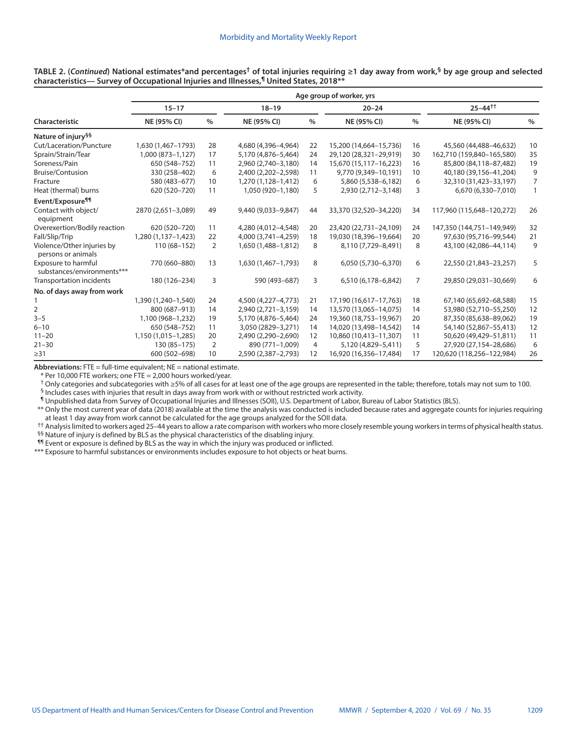**TABLE 2. (*Continued*) National estimates*and percentages† of total injuries requiring ≥1 day away from work,§ by age group and selected characteristics— Survey of Occupational Injuries and Illnesses,¶ United States, 2018****

| | Age group of worker, yrs | | | | | | | |
|---|---|---|---|---|---|---|---|---|
| | 15–17 | | 18–19 | | 20–24 | | 25–44†† | |
| Characteristic | NE (95% CI) | % | NE (95% CI) | % | NE (95% CI) | % | NE (95% CI) | % |
| **Nature of injury§§** | | | | | | | | |
| Cut/Laceration/Puncture | 1,630 (1,467–1793) | 28 | 4,680 (4,396–4,964) | 22 | 15,200 (14,664–15,736) | 16 | 45,560 (44,488–46,632) | 10 |
| Sprain/Strain/Tear | 1,000 (873–1,127) | 17 | 5,170 (4,876–5,464) | 24 | 29,120 (28,321–29,919) | 30 | 162,710 (159,840–165,580) | 35 |
| Soreness/Pain | 650 (548–752) | 11 | 2,960 (2,740–3,180) | 14 | 15,670 (15,117–16,223) | 16 | 85,800 (84,118–87,482) | 19 |
| Bruise/Contusion | 330 (258–402) | 6 | 2,400 (2,202–2,598) | 11 | 9,770 (9,349–10,191) | 10 | 40,180 (39,156–41,204) | 9 |
| Fracture | 580 (483–677) | 10 | 1,270 (1,128–1,412) | 6 | 5,860 (5,538–6,182) | 6 | 32,310 (31,423–33,197) | 7 |
| Heat (thermal) burns | 620 (520–720) | 11 | 1,050 (920–1,180) | 5 | 2,930 (2,712–3,148) | 3 | 6,670 (6,330–7,010) | 1 |
| **Event/Exposure¶¶** | | | | | | | | |
| Contact with object/ equipment | 2870 (2,651–3,089) | 49 | 9,440 (9,033–9,847) | 44 | 33,370 (32,520–34,220) | 34 | 117,960 (115,648–120,272) | 26 |
| Overexertion/Bodily reaction | 620 (520–720) | 11 | 4,280 (4,012–4,548) | 20 | 23,420 (22,731–24,109) | 24 | 147,350 (144,751–149,949) | 32 |
| Fall/Slip/Trip | 1,280 (1,137–1,423) | 22 | 4,000 (3,741–4,259) | 18 | 19,030 (18,396–19,664) | 20 | 97,630 (95,716–99,544) | 21 |
| Violence/Other injuries by persons or animals | 110 (68–152) | 2 | 1,650 (1,488–1,812) | 8 | 8,110 (7,729–8,491) | 8 | 43,100 (42,086–44,114) | 9 |
| Exposure to harmful substances/environments*** | 770 (660–880) | 13 | 1,630 (1,467–1,793) | 8 | 6,050 (5,730–6,370) | 6 | 22,550 (21,843–23,257) | 5 |
| Transportation incidents | 180 (126–234) | 3 | 590 (493–687) | 3 | 6,510 (6,178–6,842) | 7 | 29,850 (29,031–30,669) | 6 |
| **No. of days away from work** | | | | | | | | |
| 1 | 1,390 (1,240–1,540) | 24 | 4,500 (4,227–4,773) | 21 | 17,190 (16,617–17,763) | 18 | 67,140 (65,692–68,588) | 15 |
| 2 | 800 (687–913) | 14 | 2,940 (2,721–3,159) | 14 | 13,570 (13,065–14,075) | 14 | 53,980 (52,710–55,250) | 12 |
| 3–5 | 1,100 (968–1,232) | 19 | 5,170 (4,876–5,464) | 24 | 19,360 (18,753–19,967) | 20 | 87,350 (85,638–89,062) | 19 |
| 6–10 | 650 (548–752) | 11 | 3,050 (2829–3,271) | 14 | 14,020 (13,498–14,542) | 14 | 54,140 (52,867–55,413) | 12 |
| 11–20 | 1,150 (1,015–1,285) | 20 | 2,490 (2,290–2,690) | 12 | 10,860 (10,413–11,307) | 11 | 50,620 (49,429–51,811) | 11 |
| 21–30 | 130 (85–175) | 2 | 890 (771–1,009) | 4 | 5,120 (4,829–5,411) | 5 | 27,920 (27,154–28,686) | 6 |
| ≥31 | 600 (502–698) | 10 | 2,590 (2,387–2,793) | 12 | 16,920 (16,356–17,484) | 17 | 120,620 (118,256–122,984) | 26 |

**Abbreviations:** FTE = full-time equivalent; NE = national estimate.

\* Per 10,000 FTE workers; one FTE = 2,000 hours worked/year.

† Only categories and subcategories with ≥5% of all cases for at least one of the age groups are represented in the table; therefore, totals may not sum to 100.

§ Includes cases with injuries that result in days away from work with or without restricted work activity.

¶ Unpublished data from Survey of Occupational Injuries and Illnesses (SOII), U.S. Department of Labor, Bureau of Labor Statistics (BLS).

** Only the most current year of data (2018) available at the time the analysis was conducted is included because rates and aggregate counts for injuries requiring at least 1 day away from work cannot be calculated for the age groups analyzed for the SOII data.

†† Analysis limited to workers aged 25–44 years to allow a rate comparison with workers who more closely resemble young workers in terms of physical health status.

§§ Nature of injury is defined by BLS as the physical characteristics of the disabling injury.

¶¶ Event or exposure is defined by BLS as the way in which the injury was produced or inflicted.

*** Exposure to harmful substances or environments includes exposure to hot objects or heat burns.